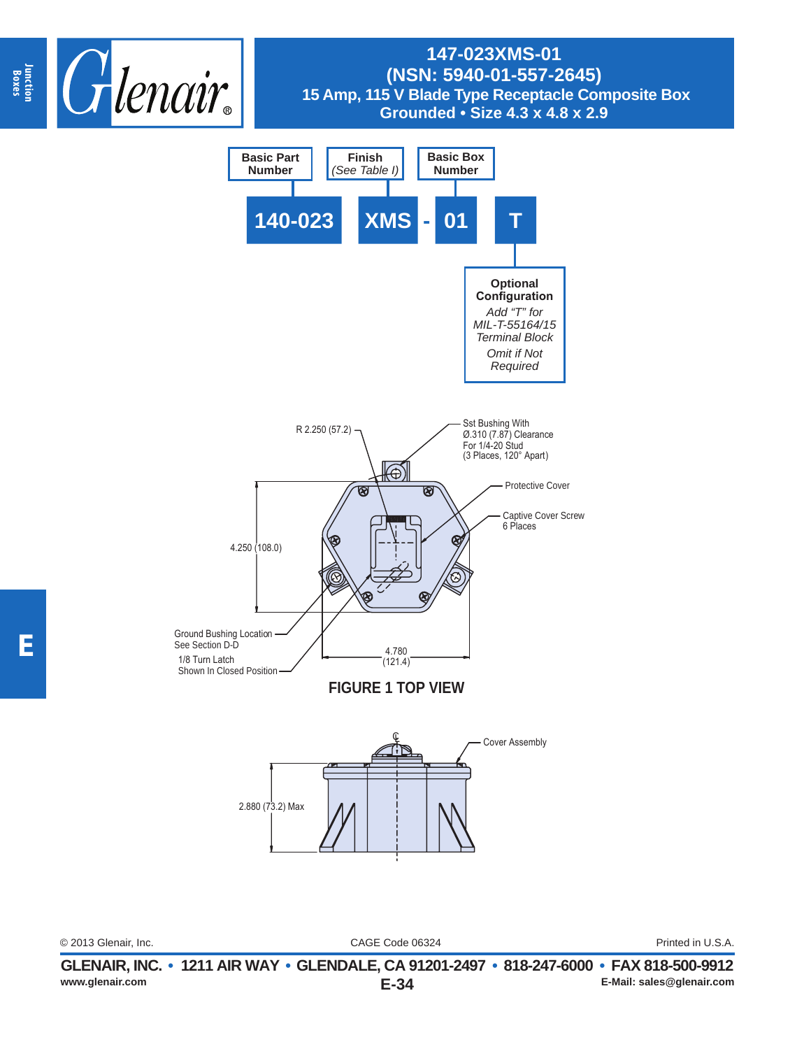# 147-023XMS-01

## (NSN: 5940-01-557-2645)

## 15 Amp, 115 V Blade Type Receptacle Composite Box Grounded • Size 4.3 x 4.8 x 2.9

| Basic Part Number | Finish (*See Table I*) | | Basic Box Number | |
|---|---|---|---|---|
| 140-023 | XMS | - | 01 | T |

**Optional Configuration**
*Add "T" for MIL-T-55164/15 Terminal Block*
*Omit if Not Required*

R 2.250 (57.2)

Sst Bushing With Ø.310 (7.87) Clearance For 1/4-20 Stud (3 Places, 120° Apart)

Protective Cover

Captive Cover Screw 6 Places

4.250 (108.0)

Ground Bushing Location See Section D-D

1/8 Turn Latch Shown In Closed Position

4.780 (121.4)

**FIGURE 1 TOP VIEW**

Cover Assembly

2.880 (73.2) Max

© 2013 Glenair, Inc. CAGE Code 06324 Printed in U.S.A.

**GLENAIR, INC. • 1211 AIR WAY • GLENDALE, CA 91201-2497 • 818-247-6000 • FAX 818-500-9912**
www.glenair.com E-Mail: sales@glenair.com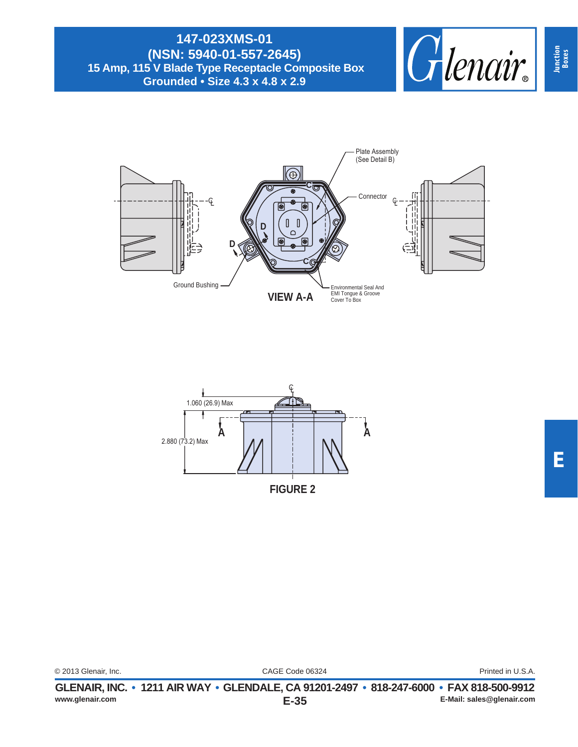# 147-023XMS-01
## (NSN: 5940-01-557-2645)
## 15 Amp, 115 V Blade Type Receptacle Composite Box
## Grounded • Size 4.3 x 4.8 x 2.9

Plate Assembly (See Detail B)

Connector

Ground Bushing

Environmental Seal And EMI Tongue & Groove Cover To Box

**VIEW A-A**

1.060 (26.9) Max

2.880 (73.2) Max

**FIGURE 2**

© 2013 Glenair, Inc. CAGE Code 06324 Printed in U.S.A.

**GLENAIR, INC. • 1211 AIR WAY • GLENDALE, CA 91201-2497 • 818-247-6000 • FAX 818-500-9912**

**www.glenair.com** **E-Mail: sales@glenair.com**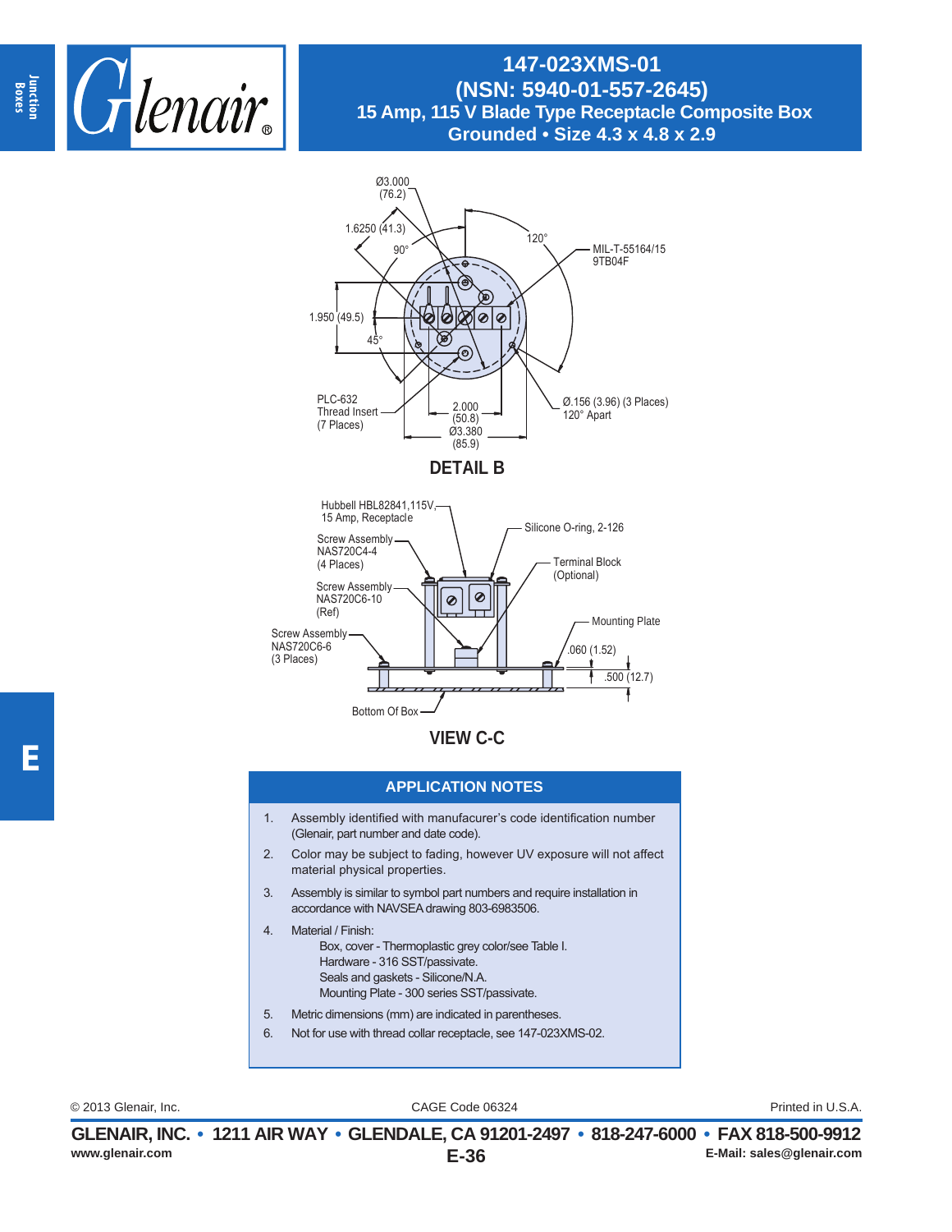# 147-023XMS-01
## (NSN: 5940-01-557-2645)
## 15 Amp, 115 V Blade Type Receptacle Composite Box Grounded • Size 4.3 x 4.8 x 2.9

Ø3.000 (76.2)

1.6250 (41.3)

90°

120°

MIL-T-55164/15 9TB04F

1.950 (49.5)

45°

PLC-632 Thread Insert (7 Places)

2.000 (50.8)

Ø3.380 (85.9)

Ø.156 (3.96) (3 Places) 120° Apart

**DETAIL B**

Hubbell HBL82841,115V, 15 Amp, Receptacle

Silicone O-ring, 2-126

Screw Assembly NAS720C4-4 (4 Places)

Terminal Block (Optional)

Screw Assembly NAS720C6-10 (Ref)

Mounting Plate

Screw Assembly NAS720C6-6 (3 Places)

.060 (1.52)

.500 (12.7)

Bottom Of Box

**VIEW C-C**

### APPLICATION NOTES

1. Assembly identified with manufacurer's code identification number (Glenair, part number and date code).
2. Color may be subject to fading, however UV exposure will not affect material physical properties.
3. Assembly is similar to symbol part numbers and require installation in accordance with NAVSEA drawing 803-6983506.
4. Material / Finish:
   - Box, cover - Thermoplastic grey color/see Table I.
   - Hardware - 316 SST/passivate.
   - Seals and gaskets - Silicone/N.A.
   - Mounting Plate - 300 series SST/passivate.
5. Metric dimensions (mm) are indicated in parentheses.
6. Not for use with thread collar receptacle, see 147-023XMS-02.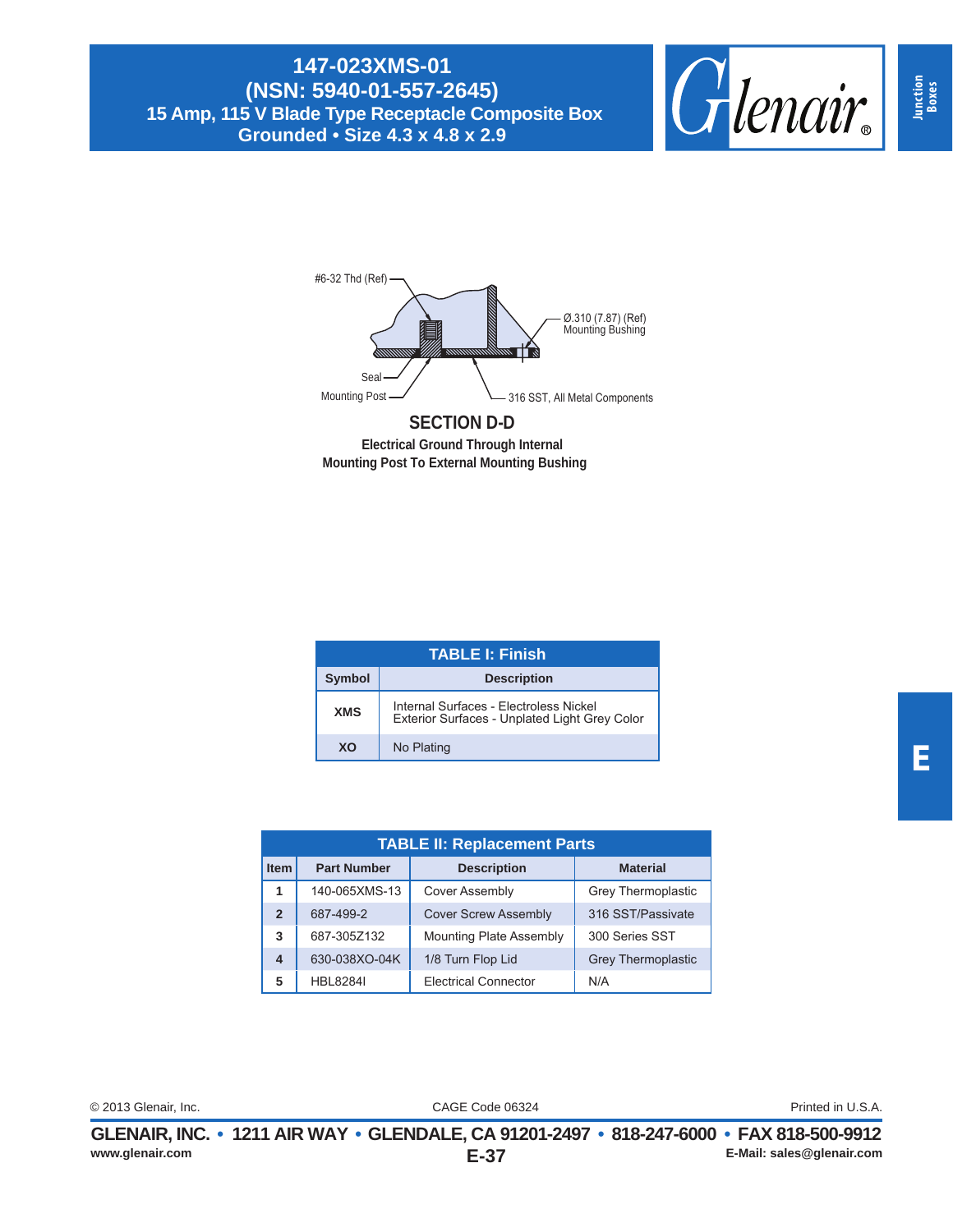# 147-023XMS-01
# (NSN: 5940-01-557-2645)
## 15 Amp, 115 V Blade Type Receptacle Composite Box Grounded • Size 4.3 x 4.8 x 2.9

#6-32 Thd (Ref)

Ø.310 (7.87) (Ref)
Mounting Bushing

Seal

Mounting Post

316 SST, All Metal Components

**SECTION D-D**

**Electrical Ground Through Internal Mounting Post To External Mounting Bushing**

| TABLE I: Finish | |
|---|---|
| **Symbol** | **Description** |
| **XMS** | Internal Surfaces - Electroless Nickel<br>Exterior Surfaces - Unplated Light Grey Color |
| **XO** | No Plating |

| TABLE II: Replacement Parts | | | |
|---|---|---|---|
| **Item** | **Part Number** | **Description** | **Material** |
| **1** | 140-065XMS-13 | Cover Assembly | Grey Thermoplastic |
| **2** | 687-499-2 | Cover Screw Assembly | 316 SST/Passivate |
| **3** | 687-305Z132 | Mounting Plate Assembly | 300 Series SST |
| **4** | 630-038XO-04K | 1/8 Turn Flop Lid | Grey Thermoplastic |
| **5** | HBL8284I | Electrical Connector | N/A |